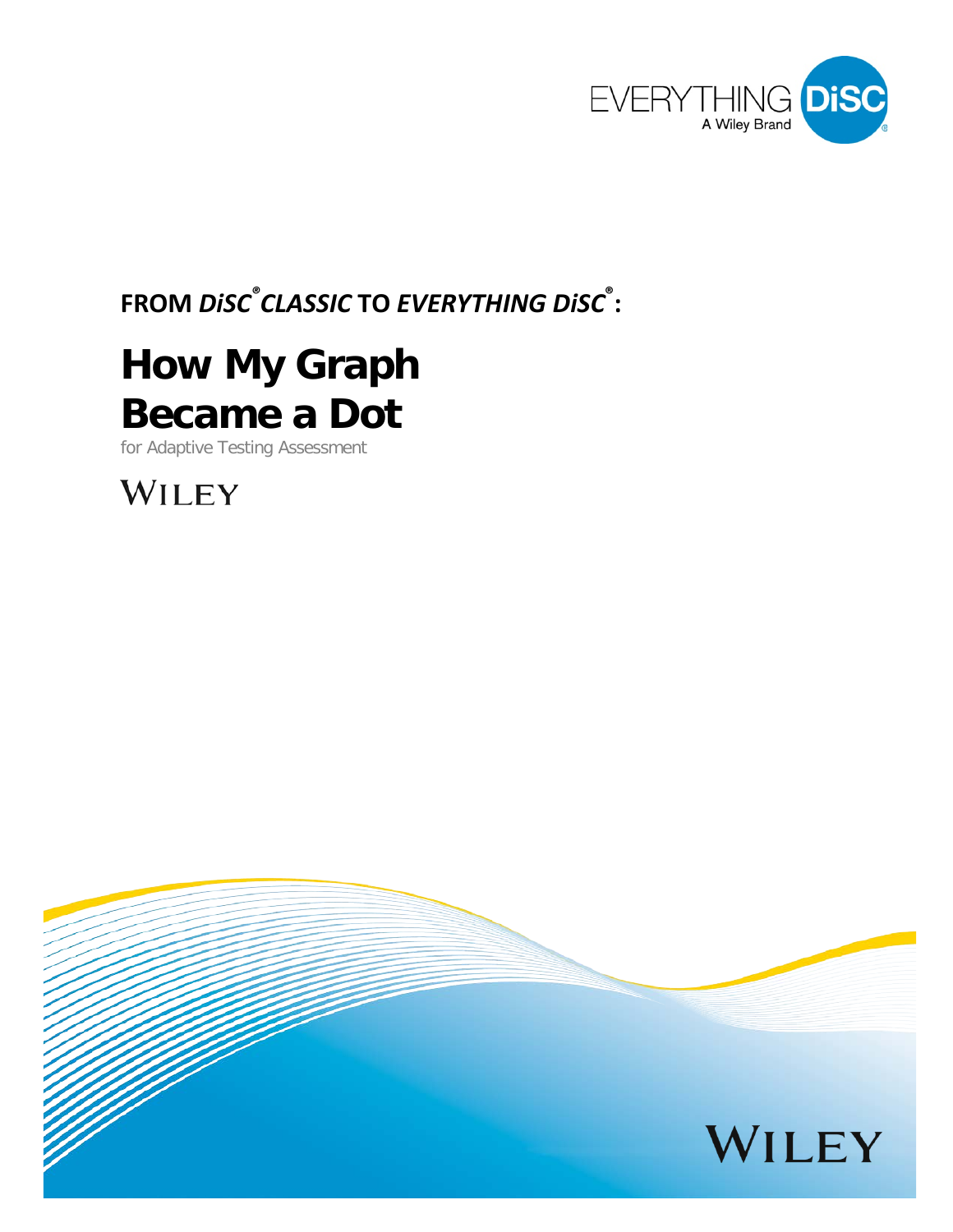EVERYTHING DiSC®
A Wiley Brand

**FROM *DiSC® CLASSIC* TO *EVERYTHING DiSC®*:**

# How My Graph Became a Dot

for Adaptive Testing Assessment

WILEY

WILEY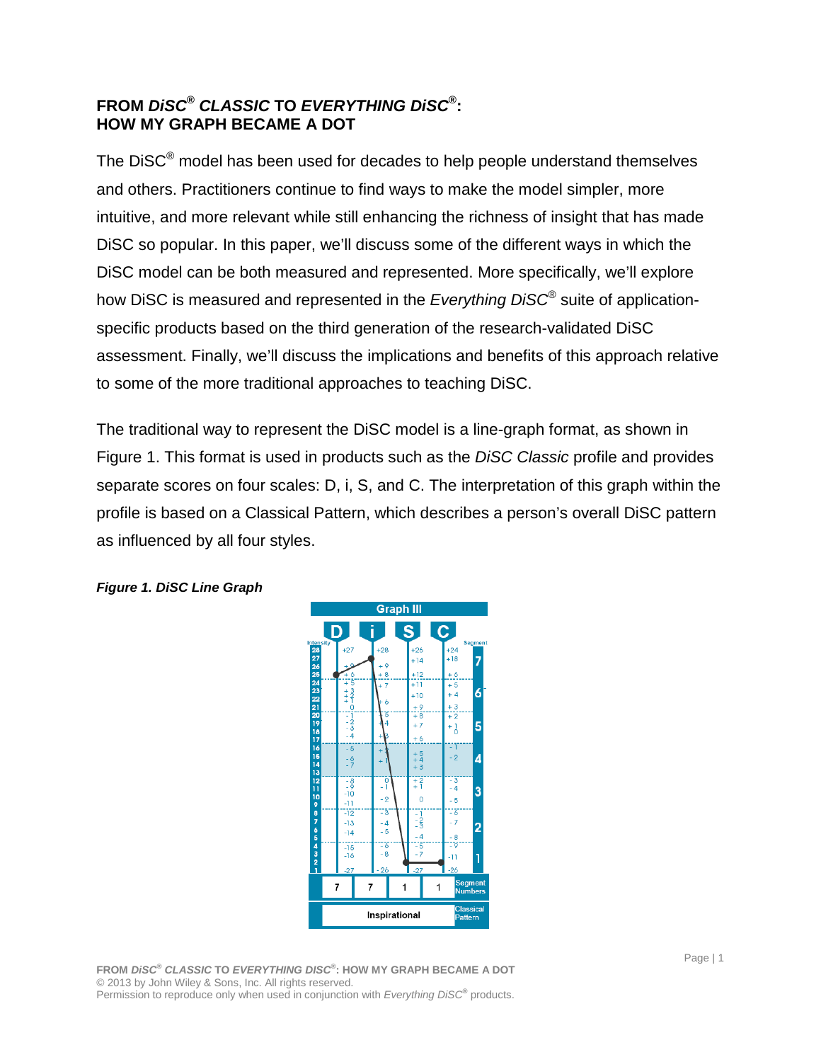# FROM *DiSC*® *CLASSIC* TO *EVERYTHING DiSC*®: HOW MY GRAPH BECAME A DOT

The DiSC® model has been used for decades to help people understand themselves and others. Practitioners continue to find ways to make the model simpler, more intuitive, and more relevant while still enhancing the richness of insight that has made DiSC so popular. In this paper, we'll discuss some of the different ways in which the DiSC model can be both measured and represented. More specifically, we'll explore how DiSC is measured and represented in the *Everything DiSC*® suite of application-specific products based on the third generation of the research-validated DiSC assessment. Finally, we'll discuss the implications and benefits of this approach relative to some of the more traditional approaches to teaching DiSC.

The traditional way to represent the DiSC model is a line-graph format, as shown in Figure 1. This format is used in products such as the *DiSC Classic* profile and provides separate scores on four scales: D, i, S, and C. The interpretation of this graph within the profile is based on a Classical Pattern, which describes a person's overall DiSC pattern as influenced by all four styles.

***Figure 1. DiSC Line Graph***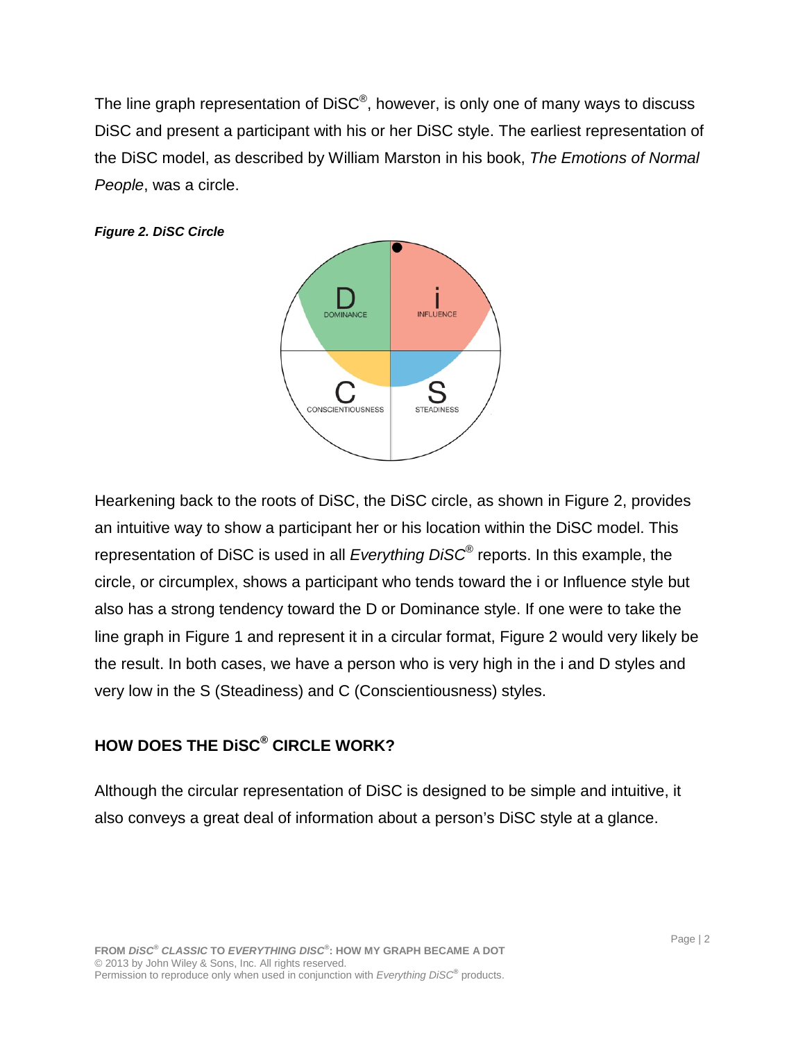The line graph representation of DiSC®, however, is only one of many ways to discuss DiSC and present a participant with his or her DiSC style. The earliest representation of the DiSC model, as described by William Marston in his book, *The Emotions of Normal People*, was a circle.

***Figure 2. DiSC Circle***

Hearkening back to the roots of DiSC, the DiSC circle, as shown in Figure 2, provides an intuitive way to show a participant her or his location within the DiSC model. This representation of DiSC is used in all *Everything DiSC®* reports. In this example, the circle, or circumplex, shows a participant who tends toward the i or Influence style but also has a strong tendency toward the D or Dominance style. If one were to take the line graph in Figure 1 and represent it in a circular format, Figure 2 would very likely be the result. In both cases, we have a person who is very high in the i and D styles and very low in the S (Steadiness) and C (Conscientiousness) styles.

## HOW DOES THE DiSC® CIRCLE WORK?

Although the circular representation of DiSC is designed to be simple and intuitive, it also conveys a great deal of information about a person's DiSC style at a glance.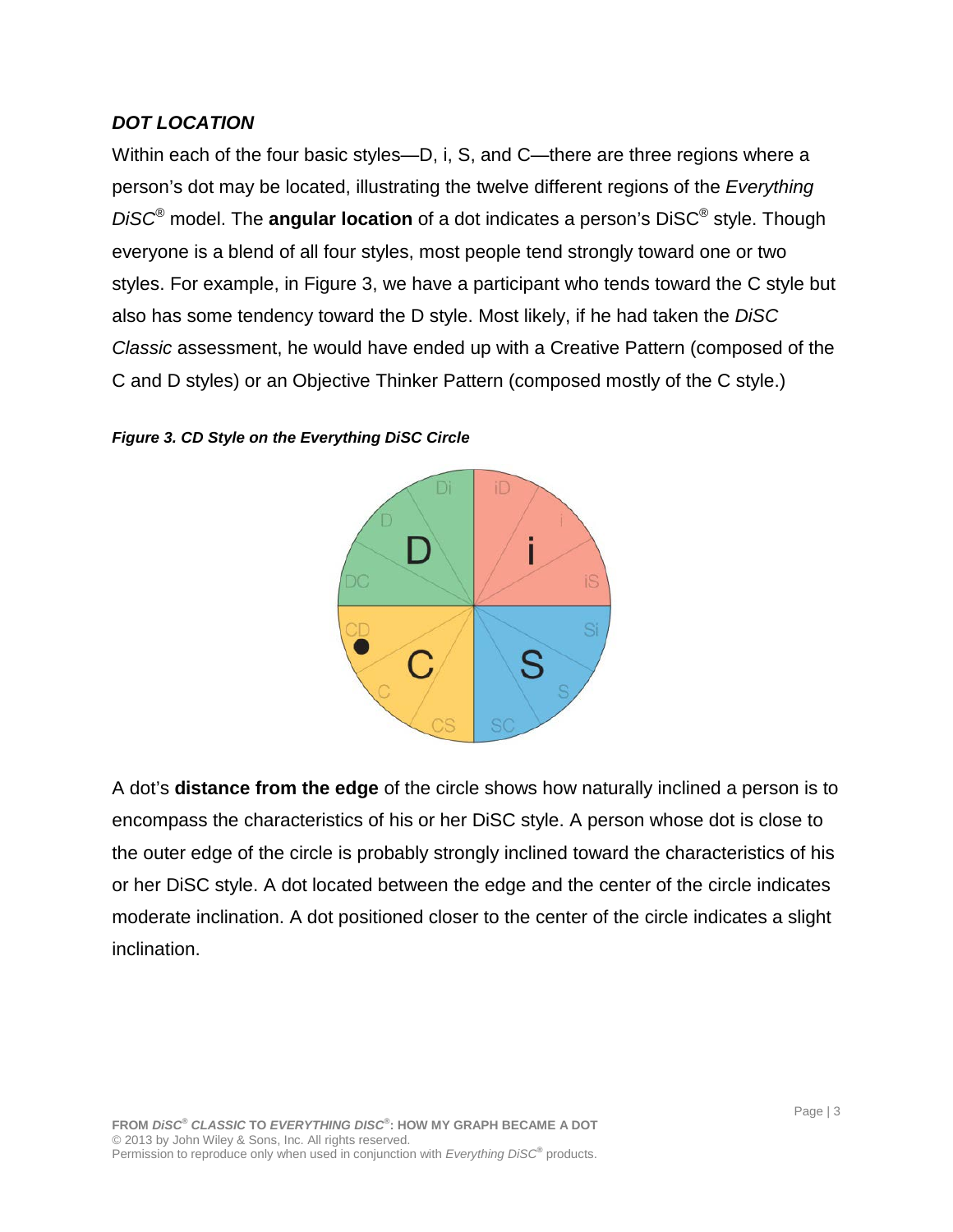### *DOT LOCATION*

Within each of the four basic styles—D, i, S, and C—there are three regions where a person's dot may be located, illustrating the twelve different regions of the *Everything DiSC*® model. The **angular location** of a dot indicates a person's DiSC® style. Though everyone is a blend of all four styles, most people tend strongly toward one or two styles. For example, in Figure 3, we have a participant who tends toward the C style but also has some tendency toward the D style. Most likely, if he had taken the *DiSC Classic* assessment, he would have ended up with a Creative Pattern (composed of the C and D styles) or an Objective Thinker Pattern (composed mostly of the C style.)

***Figure 3. CD Style on the Everything DiSC Circle***

A dot's **distance from the edge** of the circle shows how naturally inclined a person is to encompass the characteristics of his or her DiSC style. A person whose dot is close to the outer edge of the circle is probably strongly inclined toward the characteristics of his or her DiSC style. A dot located between the edge and the center of the circle indicates moderate inclination. A dot positioned closer to the center of the circle indicates a slight inclination.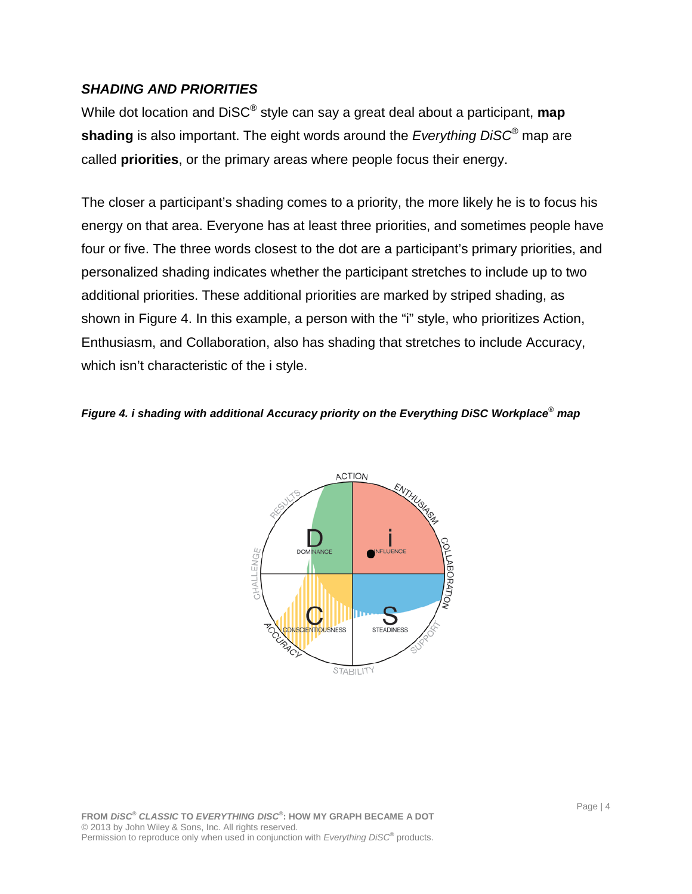### *SHADING AND PRIORITIES*

While dot location and DiSC® style can say a great deal about a participant, **map shading** is also important. The eight words around the *Everything DiSC®* map are called **priorities**, or the primary areas where people focus their energy.

The closer a participant's shading comes to a priority, the more likely he is to focus his energy on that area. Everyone has at least three priorities, and sometimes people have four or five. The three words closest to the dot are a participant's primary priorities, and personalized shading indicates whether the participant stretches to include up to two additional priorities. These additional priorities are marked by striped shading, as shown in Figure 4. In this example, a person with the "i" style, who prioritizes Action, Enthusiasm, and Collaboration, also has shading that stretches to include Accuracy, which isn't characteristic of the i style.

***Figure 4. i shading with additional Accuracy priority on the Everything DiSC Workplace® map***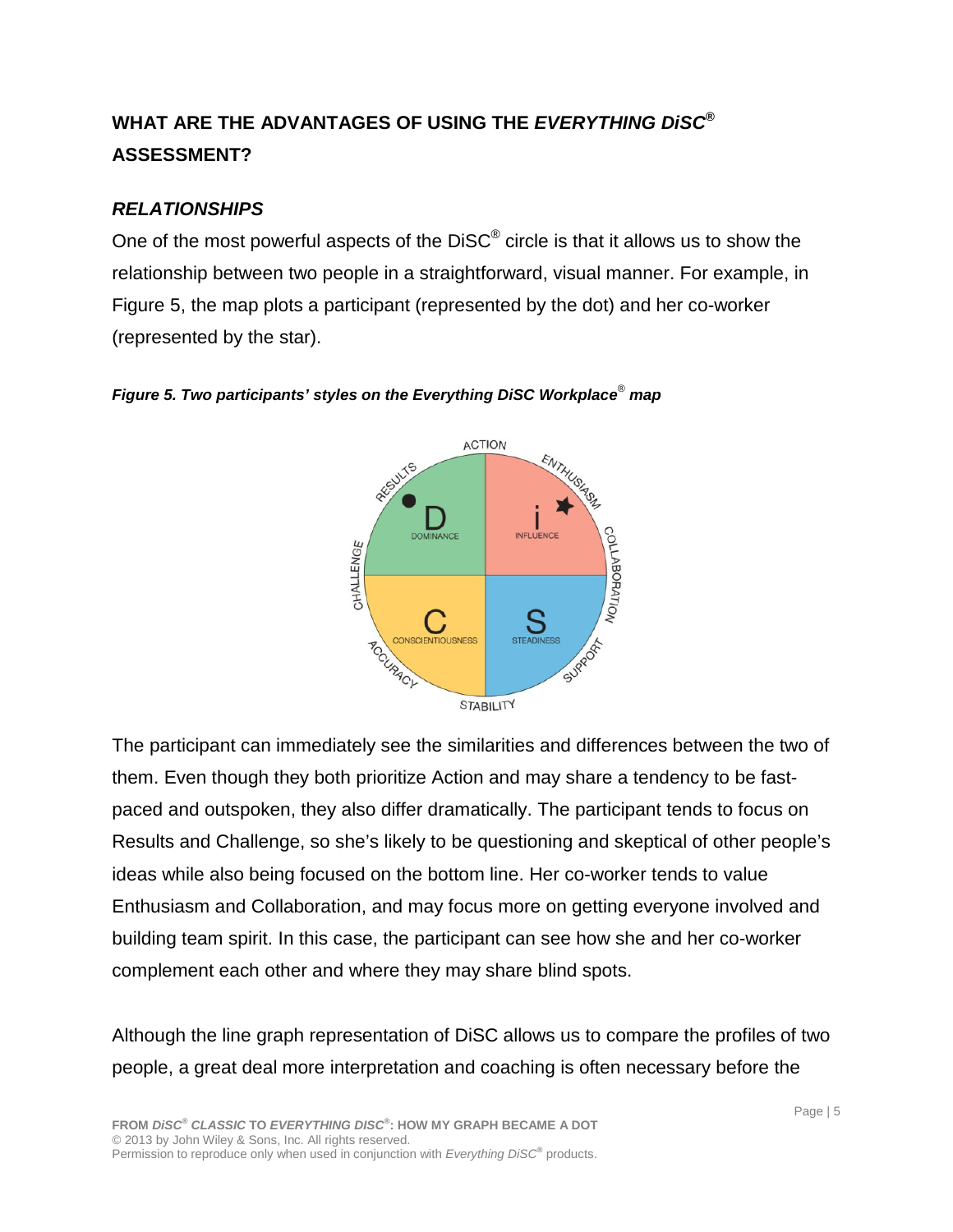## WHAT ARE THE ADVANTAGES OF USING THE *EVERYTHING DiSC®* ASSESSMENT?

### *RELATIONSHIPS*

One of the most powerful aspects of the DiSC® circle is that it allows us to show the relationship between two people in a straightforward, visual manner. For example, in Figure 5, the map plots a participant (represented by the dot) and her co-worker (represented by the star).

***Figure 5. Two participants' styles on the Everything DiSC Workplace® map***

The participant can immediately see the similarities and differences between the two of them. Even though they both prioritize Action and may share a tendency to be fast-paced and outspoken, they also differ dramatically. The participant tends to focus on Results and Challenge, so she's likely to be questioning and skeptical of other people's ideas while also being focused on the bottom line. Her co-worker tends to value Enthusiasm and Collaboration, and may focus more on getting everyone involved and building team spirit. In this case, the participant can see how she and her co-worker complement each other and where they may share blind spots.

Although the line graph representation of DiSC allows us to compare the profiles of two people, a great deal more interpretation and coaching is often necessary before the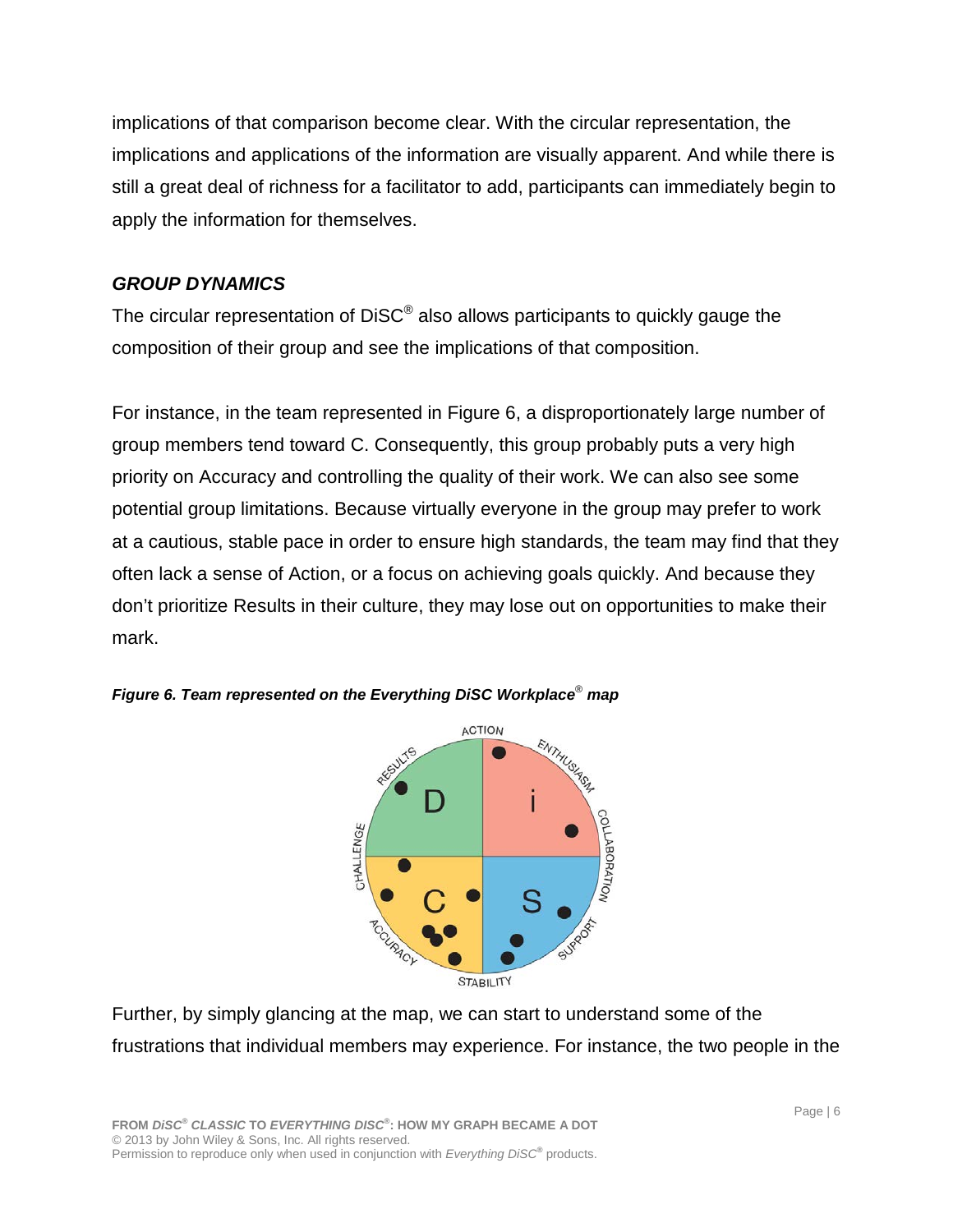implications of that comparison become clear. With the circular representation, the implications and applications of the information are visually apparent. And while there is still a great deal of richness for a facilitator to add, participants can immediately begin to apply the information for themselves.

### *GROUP DYNAMICS*

The circular representation of DiSC® also allows participants to quickly gauge the composition of their group and see the implications of that composition.

For instance, in the team represented in Figure 6, a disproportionately large number of group members tend toward C. Consequently, this group probably puts a very high priority on Accuracy and controlling the quality of their work. We can also see some potential group limitations. Because virtually everyone in the group may prefer to work at a cautious, stable pace in order to ensure high standards, the team may find that they often lack a sense of Action, or a focus on achieving goals quickly. And because they don't prioritize Results in their culture, they may lose out on opportunities to make their mark.

***Figure 6. Team represented on the Everything DiSC Workplace® map***

Further, by simply glancing at the map, we can start to understand some of the frustrations that individual members may experience. For instance, the two people in the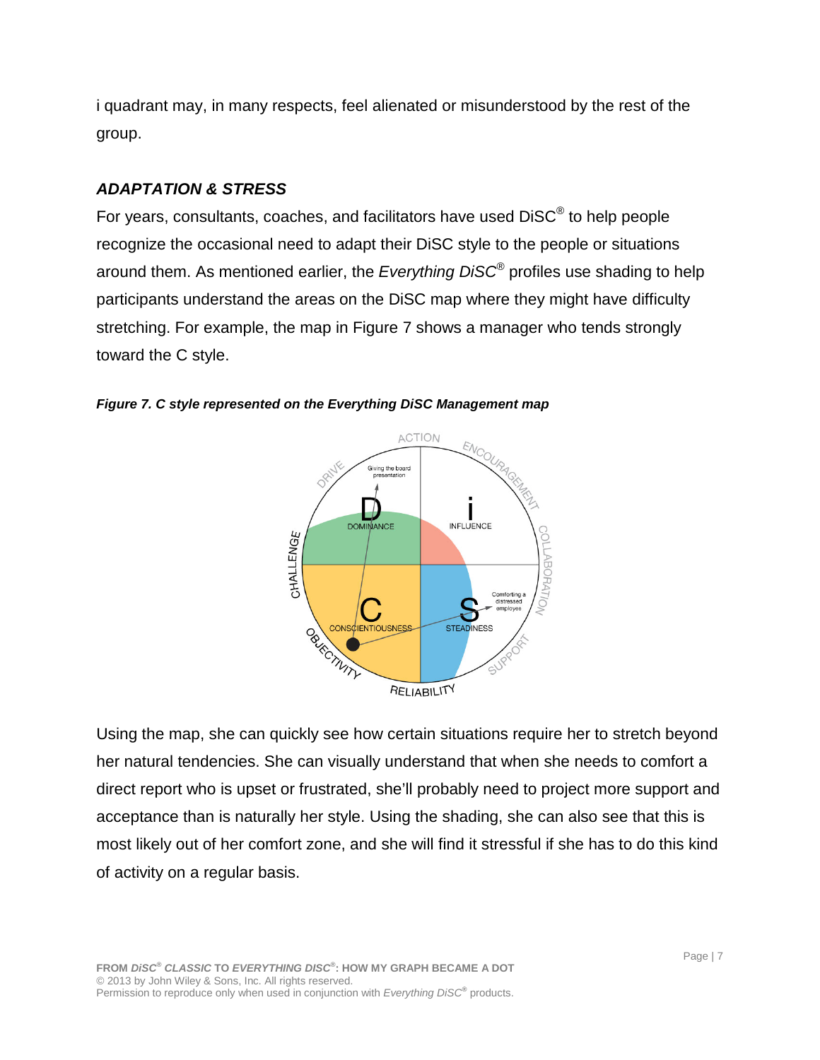i quadrant may, in many respects, feel alienated or misunderstood by the rest of the group.

### *ADAPTATION & STRESS*

For years, consultants, coaches, and facilitators have used DiSC® to help people recognize the occasional need to adapt their DiSC style to the people or situations around them. As mentioned earlier, the *Everything DiSC®* profiles use shading to help participants understand the areas on the DiSC map where they might have difficulty stretching. For example, the map in Figure 7 shows a manager who tends strongly toward the C style.

***Figure 7. C style represented on the Everything DiSC Management map***

Using the map, she can quickly see how certain situations require her to stretch beyond her natural tendencies. She can visually understand that when she needs to comfort a direct report who is upset or frustrated, she'll probably need to project more support and acceptance than is naturally her style. Using the shading, she can also see that this is most likely out of her comfort zone, and she will find it stressful if she has to do this kind of activity on a regular basis.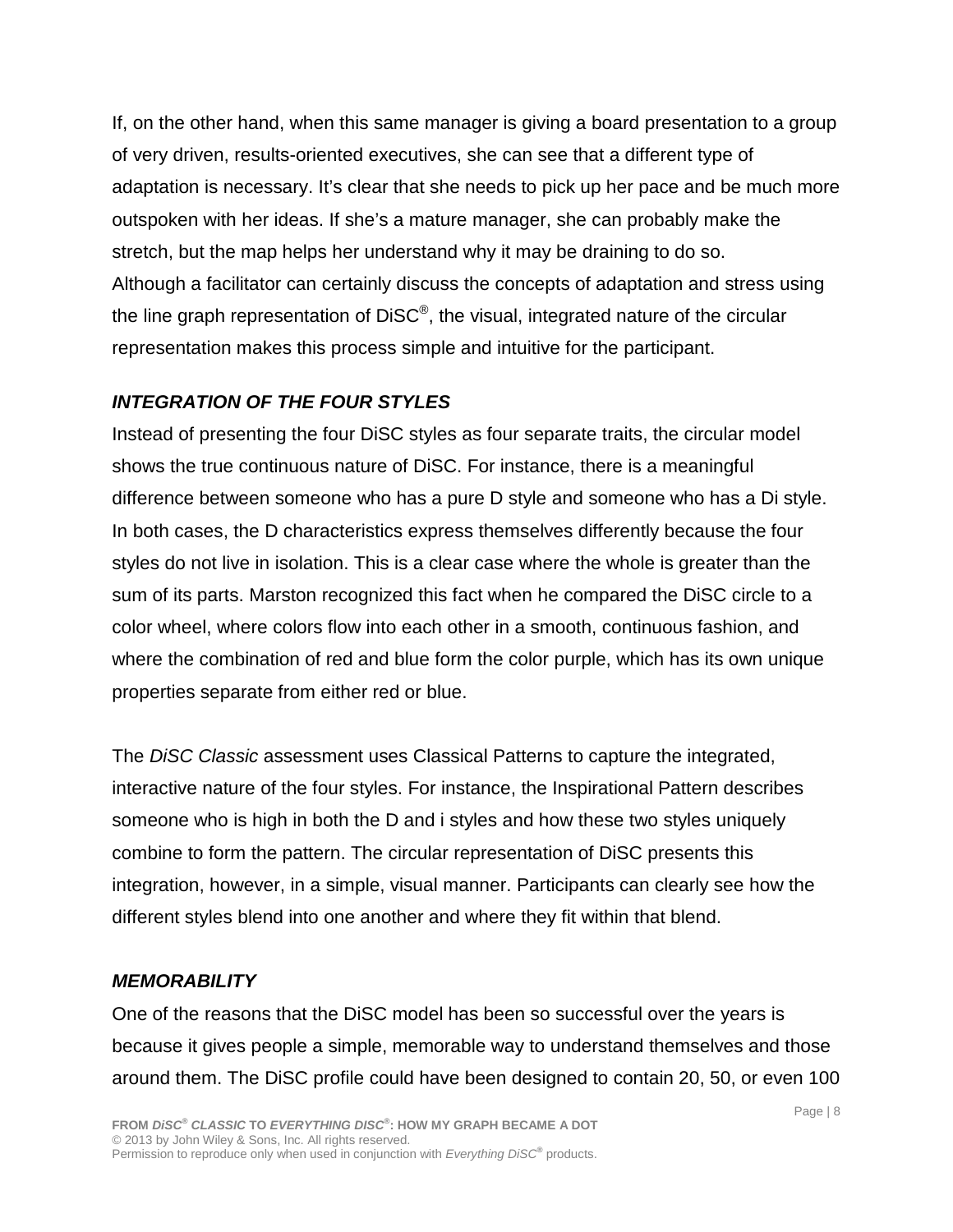If, on the other hand, when this same manager is giving a board presentation to a group of very driven, results-oriented executives, she can see that a different type of adaptation is necessary. It's clear that she needs to pick up her pace and be much more outspoken with her ideas. If she's a mature manager, she can probably make the stretch, but the map helps her understand why it may be draining to do so.
Although a facilitator can certainly discuss the concepts of adaptation and stress using the line graph representation of DiSC®, the visual, integrated nature of the circular representation makes this process simple and intuitive for the participant.

### *INTEGRATION OF THE FOUR STYLES*

Instead of presenting the four DiSC styles as four separate traits, the circular model shows the true continuous nature of DiSC. For instance, there is a meaningful difference between someone who has a pure D style and someone who has a Di style. In both cases, the D characteristics express themselves differently because the four styles do not live in isolation. This is a clear case where the whole is greater than the sum of its parts. Marston recognized this fact when he compared the DiSC circle to a color wheel, where colors flow into each other in a smooth, continuous fashion, and where the combination of red and blue form the color purple, which has its own unique properties separate from either red or blue.

The *DiSC Classic* assessment uses Classical Patterns to capture the integrated, interactive nature of the four styles. For instance, the Inspirational Pattern describes someone who is high in both the D and i styles and how these two styles uniquely combine to form the pattern. The circular representation of DiSC presents this integration, however, in a simple, visual manner. Participants can clearly see how the different styles blend into one another and where they fit within that blend.

### *MEMORABILITY*

One of the reasons that the DiSC model has been so successful over the years is because it gives people a simple, memorable way to understand themselves and those around them. The DiSC profile could have been designed to contain 20, 50, or even 100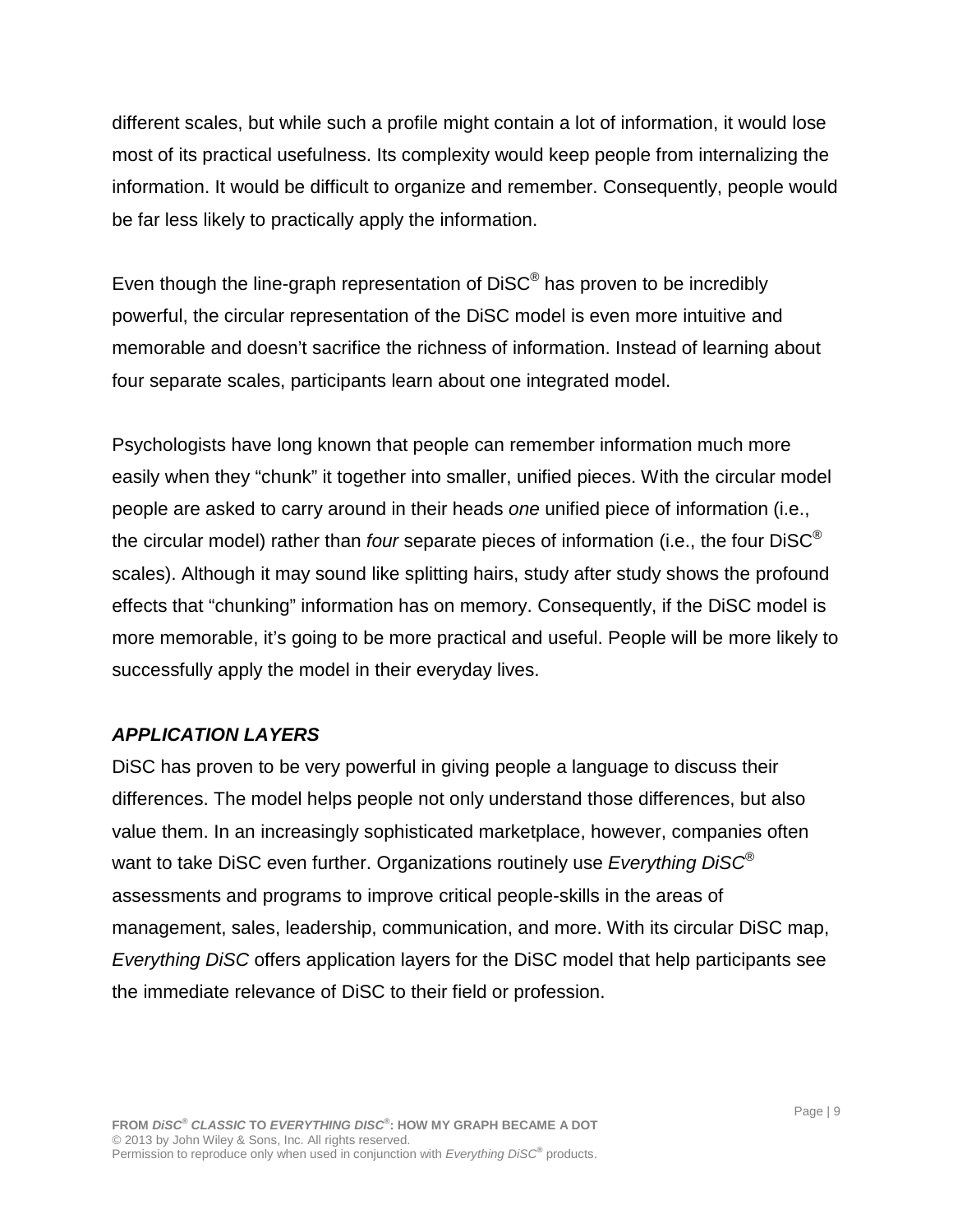different scales, but while such a profile might contain a lot of information, it would lose most of its practical usefulness. Its complexity would keep people from internalizing the information. It would be difficult to organize and remember. Consequently, people would be far less likely to practically apply the information.

Even though the line-graph representation of DiSC® has proven to be incredibly powerful, the circular representation of the DiSC model is even more intuitive and memorable and doesn't sacrifice the richness of information. Instead of learning about four separate scales, participants learn about one integrated model.

Psychologists have long known that people can remember information much more easily when they "chunk" it together into smaller, unified pieces. With the circular model people are asked to carry around in their heads *one* unified piece of information (i.e., the circular model) rather than *four* separate pieces of information (i.e., the four DiSC® scales). Although it may sound like splitting hairs, study after study shows the profound effects that "chunking" information has on memory. Consequently, if the DiSC model is more memorable, it's going to be more practical and useful. People will be more likely to successfully apply the model in their everyday lives.

### ***APPLICATION LAYERS***

DiSC has proven to be very powerful in giving people a language to discuss their differences. The model helps people not only understand those differences, but also value them. In an increasingly sophisticated marketplace, however, companies often want to take DiSC even further. Organizations routinely use *Everything DiSC®* assessments and programs to improve critical people-skills in the areas of management, sales, leadership, communication, and more. With its circular DiSC map, *Everything DiSC* offers application layers for the DiSC model that help participants see the immediate relevance of DiSC to their field or profession.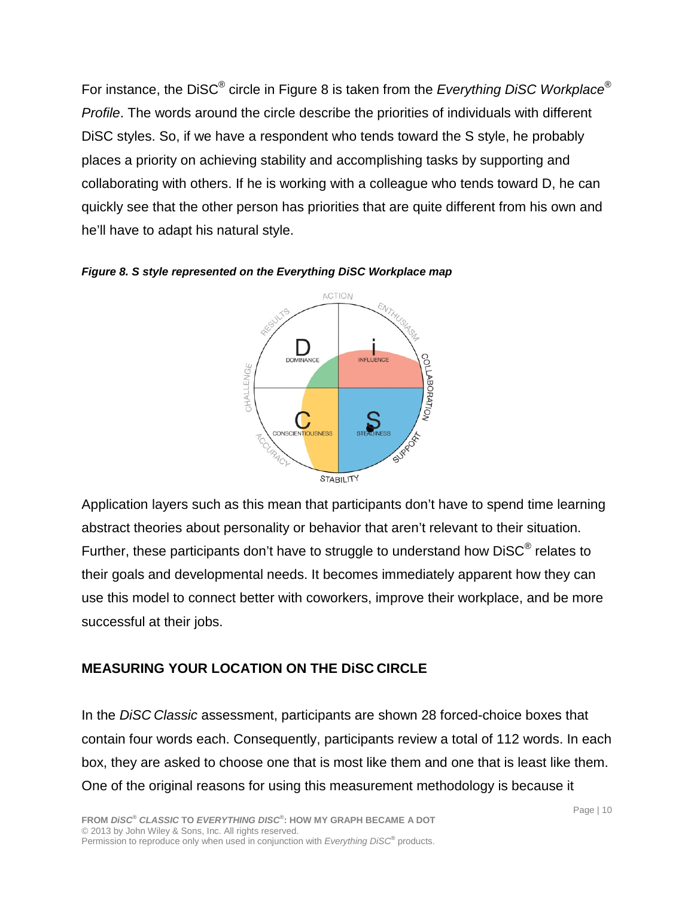For instance, the DiSC® circle in Figure 8 is taken from the *Everything DiSC Workplace® Profile*. The words around the circle describe the priorities of individuals with different DiSC styles. So, if we have a respondent who tends toward the S style, he probably places a priority on achieving stability and accomplishing tasks by supporting and collaborating with others. If he is working with a colleague who tends toward D, he can quickly see that the other person has priorities that are quite different from his own and he'll have to adapt his natural style.

***Figure 8. S style represented on the Everything DiSC Workplace map***

Application layers such as this mean that participants don't have to spend time learning abstract theories about personality or behavior that aren't relevant to their situation. Further, these participants don't have to struggle to understand how DiSC® relates to their goals and developmental needs. It becomes immediately apparent how they can use this model to connect better with coworkers, improve their workplace, and be more successful at their jobs.

## MEASURING YOUR LOCATION ON THE DiSC CIRCLE

In the *DiSC Classic* assessment, participants are shown 28 forced-choice boxes that contain four words each. Consequently, participants review a total of 112 words. In each box, they are asked to choose one that is most like them and one that is least like them. One of the original reasons for using this measurement methodology is because it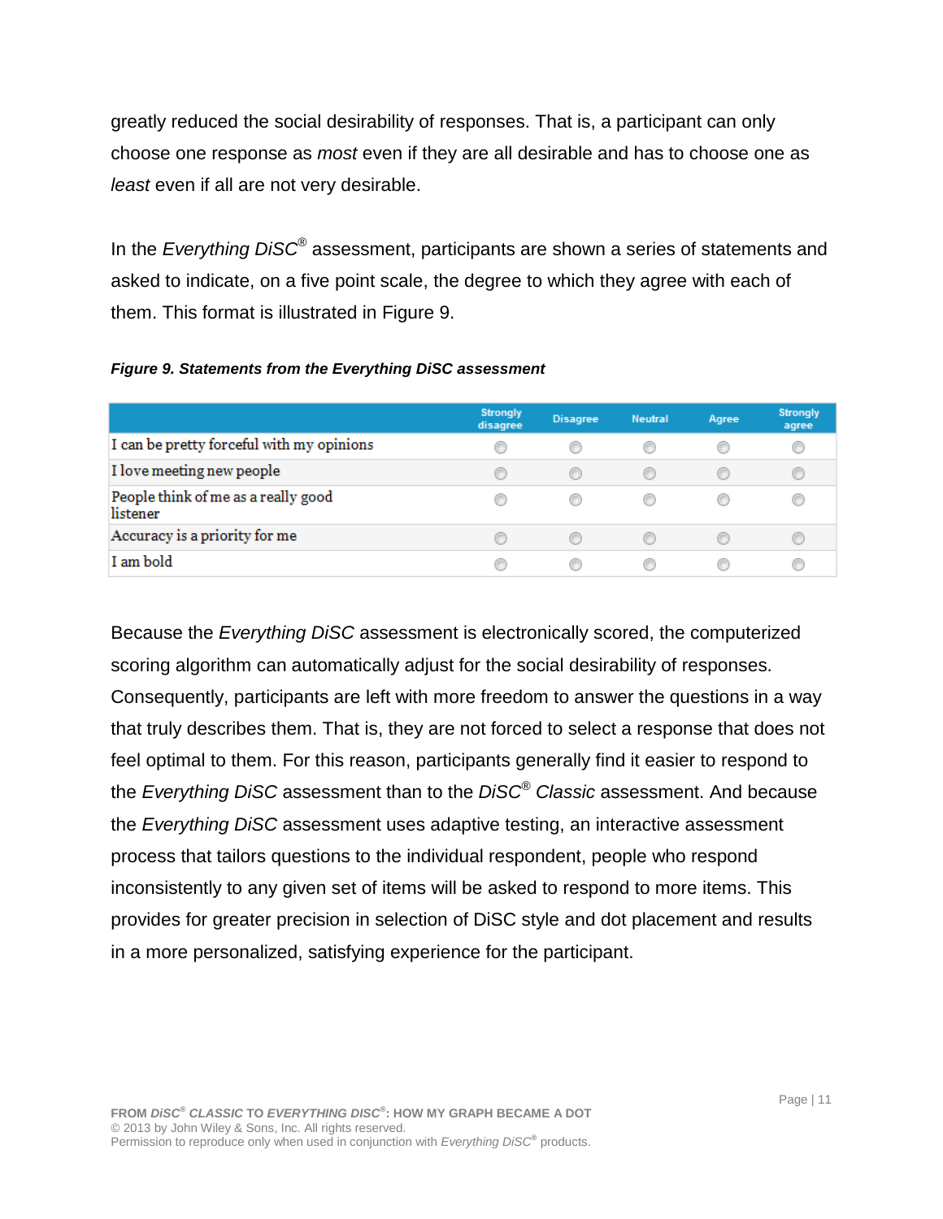greatly reduced the social desirability of responses. That is, a participant can only choose one response as *most* even if they are all desirable and has to choose one as *least* even if all are not very desirable.

In the *Everything DiSC*® assessment, participants are shown a series of statements and asked to indicate, on a five point scale, the degree to which they agree with each of them. This format is illustrated in Figure 9.

***Figure 9. Statements from the Everything DiSC assessment***

| | Strongly disagree | Disagree | Neutral | Agree | Strongly agree |
|---|---|---|---|---|---|
| I can be pretty forceful with my opinions | ○ | ○ | ○ | ○ | ○ |
| I love meeting new people | ○ | ○ | ○ | ○ | ○ |
| People think of me as a really good listener | ○ | ○ | ○ | ○ | ○ |
| Accuracy is a priority for me | ○ | ○ | ○ | ○ | ○ |
| I am bold | ○ | ○ | ○ | ○ | ○ |

Because the *Everything DiSC* assessment is electronically scored, the computerized scoring algorithm can automatically adjust for the social desirability of responses. Consequently, participants are left with more freedom to answer the questions in a way that truly describes them. That is, they are not forced to select a response that does not feel optimal to them. For this reason, participants generally find it easier to respond to the *Everything DiSC* assessment than to the *DiSC*® *Classic* assessment. And because the *Everything DiSC* assessment uses adaptive testing, an interactive assessment process that tailors questions to the individual respondent, people who respond inconsistently to any given set of items will be asked to respond to more items. This provides for greater precision in selection of DiSC style and dot placement and results in a more personalized, satisfying experience for the participant.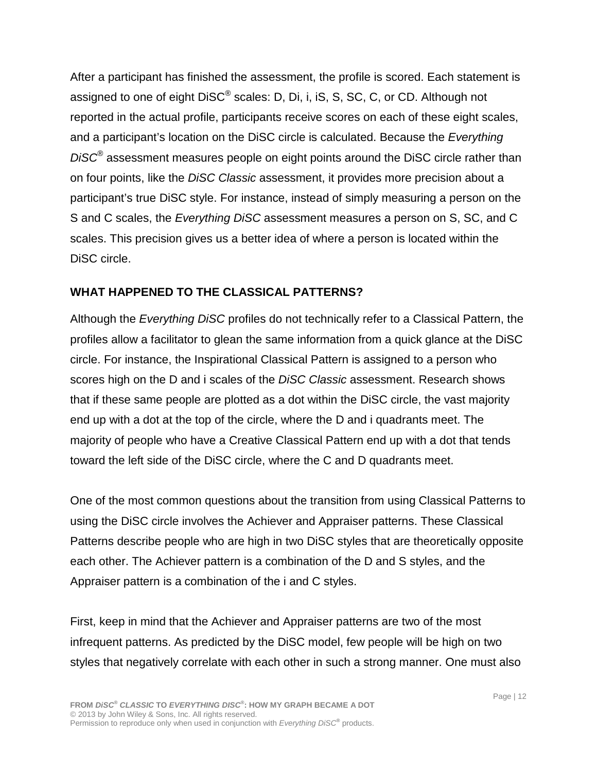After a participant has finished the assessment, the profile is scored. Each statement is assigned to one of eight DiSC® scales: D, Di, i, iS, S, SC, C, or CD. Although not reported in the actual profile, participants receive scores on each of these eight scales, and a participant's location on the DiSC circle is calculated. Because the *Everything DiSC®* assessment measures people on eight points around the DiSC circle rather than on four points, like the *DiSC Classic* assessment, it provides more precision about a participant's true DiSC style. For instance, instead of simply measuring a person on the S and C scales, the *Everything DiSC* assessment measures a person on S, SC, and C scales. This precision gives us a better idea of where a person is located within the DiSC circle.

## WHAT HAPPENED TO THE CLASSICAL PATTERNS?

Although the *Everything DiSC* profiles do not technically refer to a Classical Pattern, the profiles allow a facilitator to glean the same information from a quick glance at the DiSC circle. For instance, the Inspirational Classical Pattern is assigned to a person who scores high on the D and i scales of the *DiSC Classic* assessment. Research shows that if these same people are plotted as a dot within the DiSC circle, the vast majority end up with a dot at the top of the circle, where the D and i quadrants meet. The majority of people who have a Creative Classical Pattern end up with a dot that tends toward the left side of the DiSC circle, where the C and D quadrants meet.

One of the most common questions about the transition from using Classical Patterns to using the DiSC circle involves the Achiever and Appraiser patterns. These Classical Patterns describe people who are high in two DiSC styles that are theoretically opposite each other. The Achiever pattern is a combination of the D and S styles, and the Appraiser pattern is a combination of the i and C styles.

First, keep in mind that the Achiever and Appraiser patterns are two of the most infrequent patterns. As predicted by the DiSC model, few people will be high on two styles that negatively correlate with each other in such a strong manner. One must also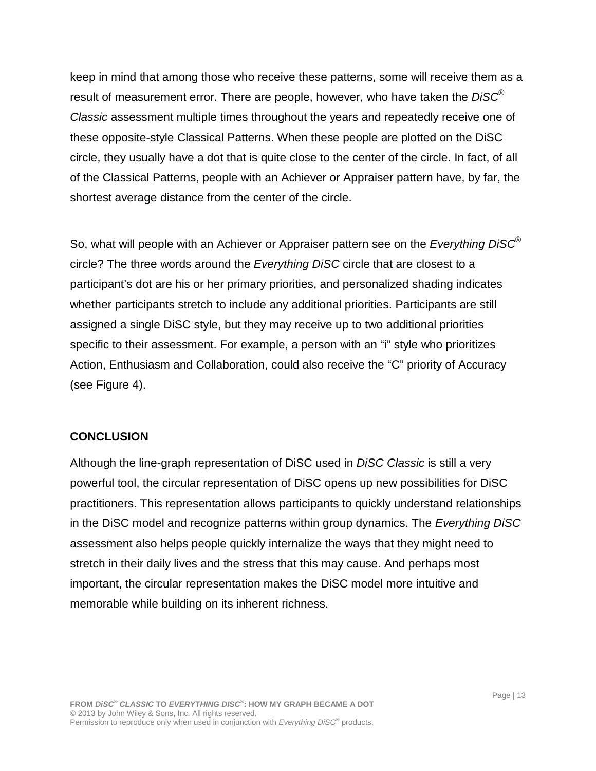keep in mind that among those who receive these patterns, some will receive them as a result of measurement error. There are people, however, who have taken the *DiSC® Classic* assessment multiple times throughout the years and repeatedly receive one of these opposite-style Classical Patterns. When these people are plotted on the DiSC circle, they usually have a dot that is quite close to the center of the circle. In fact, of all of the Classical Patterns, people with an Achiever or Appraiser pattern have, by far, the shortest average distance from the center of the circle.

So, what will people with an Achiever or Appraiser pattern see on the *Everything DiSC®* circle? The three words around the *Everything DiSC* circle that are closest to a participant's dot are his or her primary priorities, and personalized shading indicates whether participants stretch to include any additional priorities. Participants are still assigned a single DiSC style, but they may receive up to two additional priorities specific to their assessment. For example, a person with an "i" style who prioritizes Action, Enthusiasm and Collaboration, could also receive the "C" priority of Accuracy (see Figure 4).

## CONCLUSION

Although the line-graph representation of DiSC used in *DiSC Classic* is still a very powerful tool, the circular representation of DiSC opens up new possibilities for DiSC practitioners. This representation allows participants to quickly understand relationships in the DiSC model and recognize patterns within group dynamics. The *Everything DiSC* assessment also helps people quickly internalize the ways that they might need to stretch in their daily lives and the stress that this may cause. And perhaps most important, the circular representation makes the DiSC model more intuitive and memorable while building on its inherent richness.